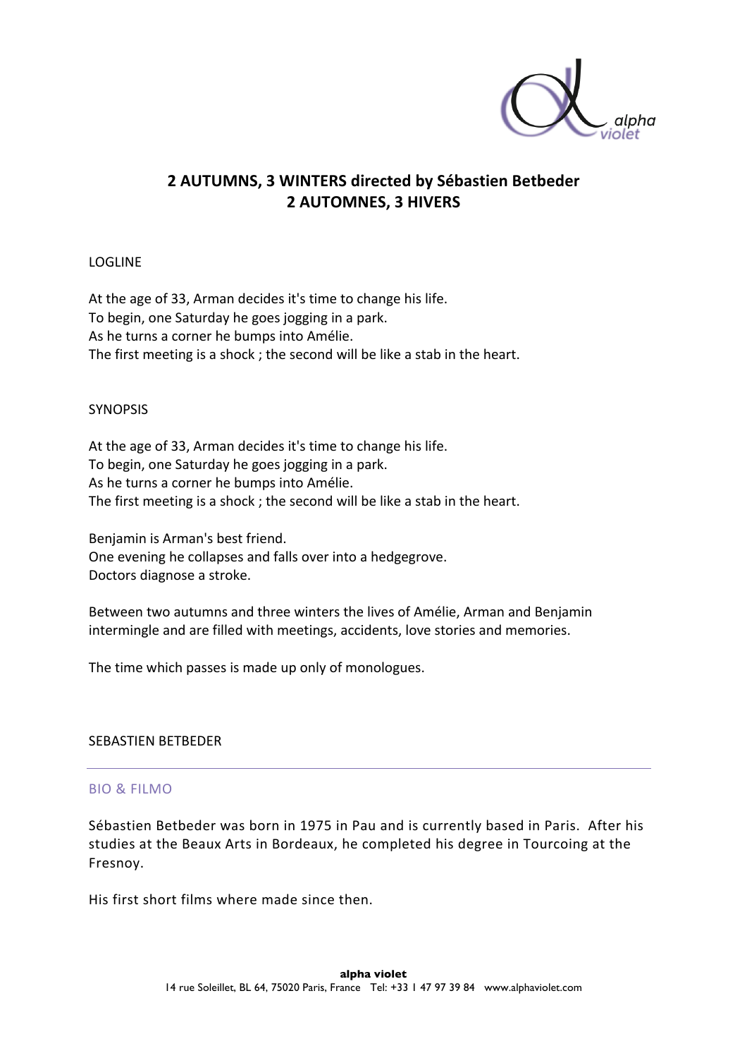# 2 AUTUMNS, 3 WINTERS directed by Sébastien Betbeder
# 2 AUTOMNES, 3 HIVERS

LOGLINE

At the age of 33, Arman decides it's time to change his life.
To begin, one Saturday he goes jogging in a park.
As he turns a corner he bumps into Amélie.
The first meeting is a shock ; the second will be like a stab in the heart.

SYNOPSIS

At the age of 33, Arman decides it's time to change his life.
To begin, one Saturday he goes jogging in a park.
As he turns a corner he bumps into Amélie.
The first meeting is a shock ; the second will be like a stab in the heart.

Benjamin is Arman's best friend.
One evening he collapses and falls over into a hedgegrove.
Doctors diagnose a stroke.

Between two autumns and three winters the lives of Amélie, Arman and Benjamin intermingle and are filled with meetings, accidents, love stories and memories.

The time which passes is made up only of monologues.

SEBASTIEN BETBEDER

---

## BIO & FILMO

Sébastien Betbeder was born in 1975 in Pau and is currently based in Paris. After his studies at the Beaux Arts in Bordeaux, he completed his degree in Tourcoing at the Fresnoy.

His first short films where made since then.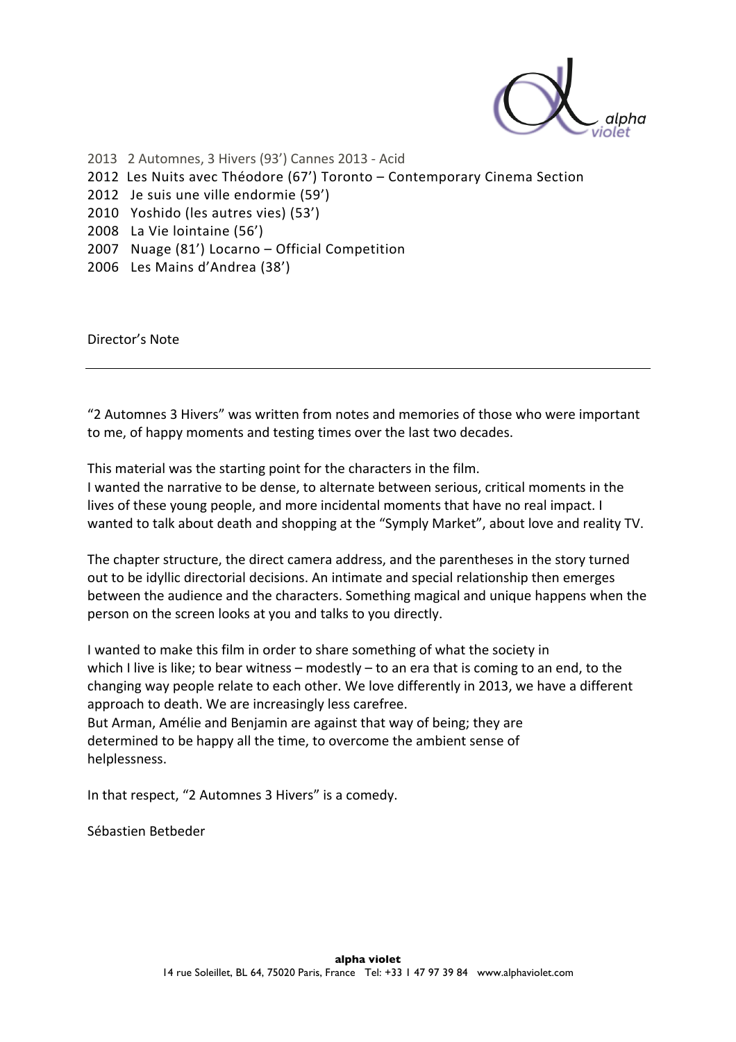2013 2 Automnes, 3 Hivers (93') Cannes 2013 - Acid
2012 Les Nuits avec Théodore (67') Toronto – Contemporary Cinema Section
2012 Je suis une ville endormie (59')
2010 Yoshido (les autres vies) (53')
2008 La Vie lointaine (56')
2007 Nuage (81') Locarno – Official Competition
2006 Les Mains d'Andrea (38')

## Director's Note

---

"2 Automnes 3 Hivers" was written from notes and memories of those who were important to me, of happy moments and testing times over the last two decades.

This material was the starting point for the characters in the film.
I wanted the narrative to be dense, to alternate between serious, critical moments in the lives of these young people, and more incidental moments that have no real impact. I wanted to talk about death and shopping at the "Symply Market", about love and reality TV.

The chapter structure, the direct camera address, and the parentheses in the story turned out to be idyllic directorial decisions. An intimate and special relationship then emerges between the audience and the characters. Something magical and unique happens when the person on the screen looks at you and talks to you directly.

I wanted to make this film in order to share something of what the society in which I live is like; to bear witness – modestly – to an era that is coming to an end, to the changing way people relate to each other. We love differently in 2013, we have a different approach to death. We are increasingly less carefree.
But Arman, Amélie and Benjamin are against that way of being; they are determined to be happy all the time, to overcome the ambient sense of helplessness.

In that respect, "2 Automnes 3 Hivers" is a comedy.

Sébastien Betbeder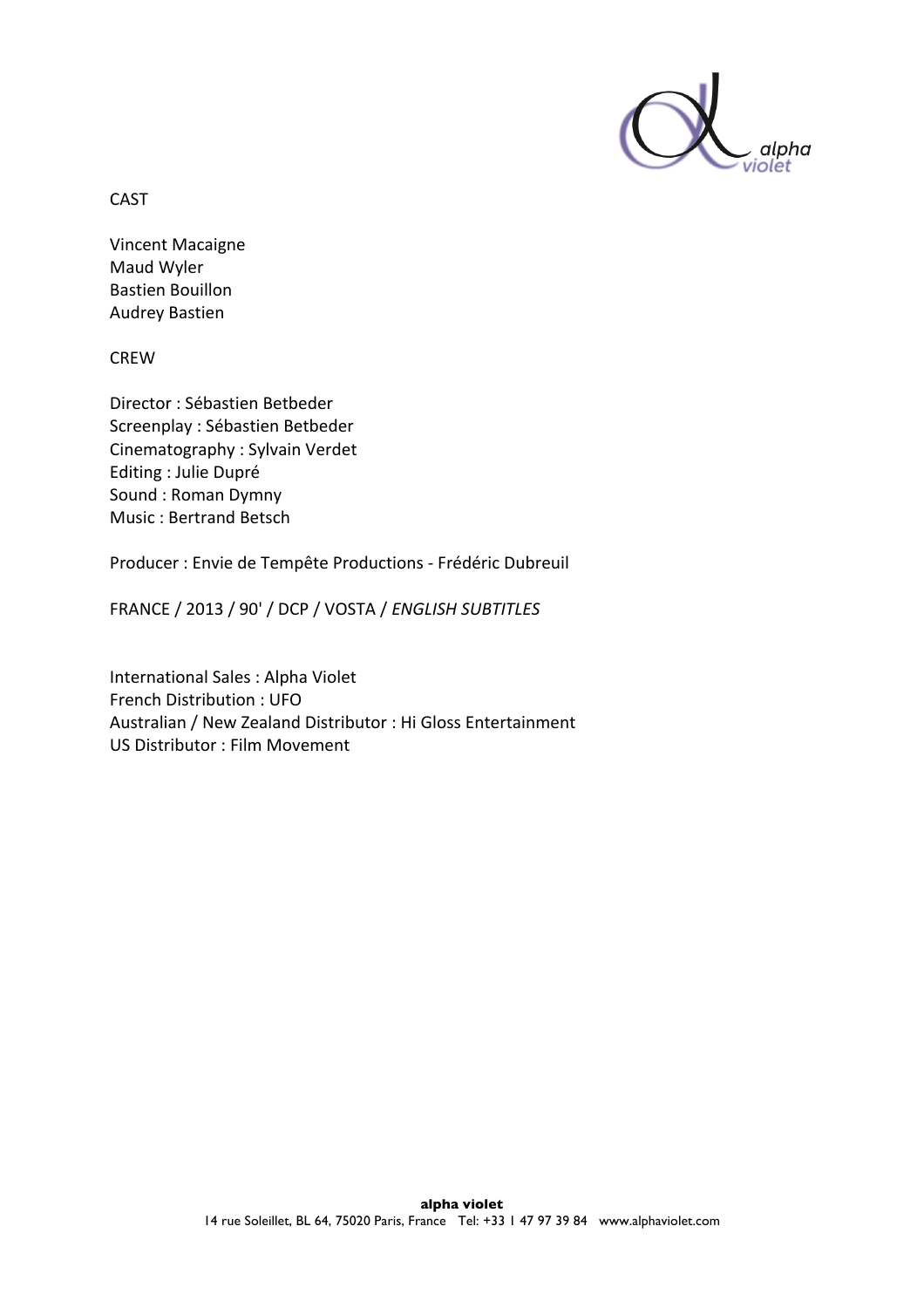CAST

Vincent Macaigne
Maud Wyler
Bastien Bouillon
Audrey Bastien

CREW

Director : Sébastien Betbeder
Screenplay : Sébastien Betbeder
Cinematography : Sylvain Verdet
Editing : Julie Dupré
Sound : Roman Dymny
Music : Bertrand Betsch

Producer : Envie de Tempête Productions - Frédéric Dubreuil

FRANCE / 2013 / 90' / DCP / VOSTA / *ENGLISH SUBTITLES*

International Sales : Alpha Violet
French Distribution : UFO
Australian / New Zealand Distributor : Hi Gloss Entertainment
US Distributor : Film Movement